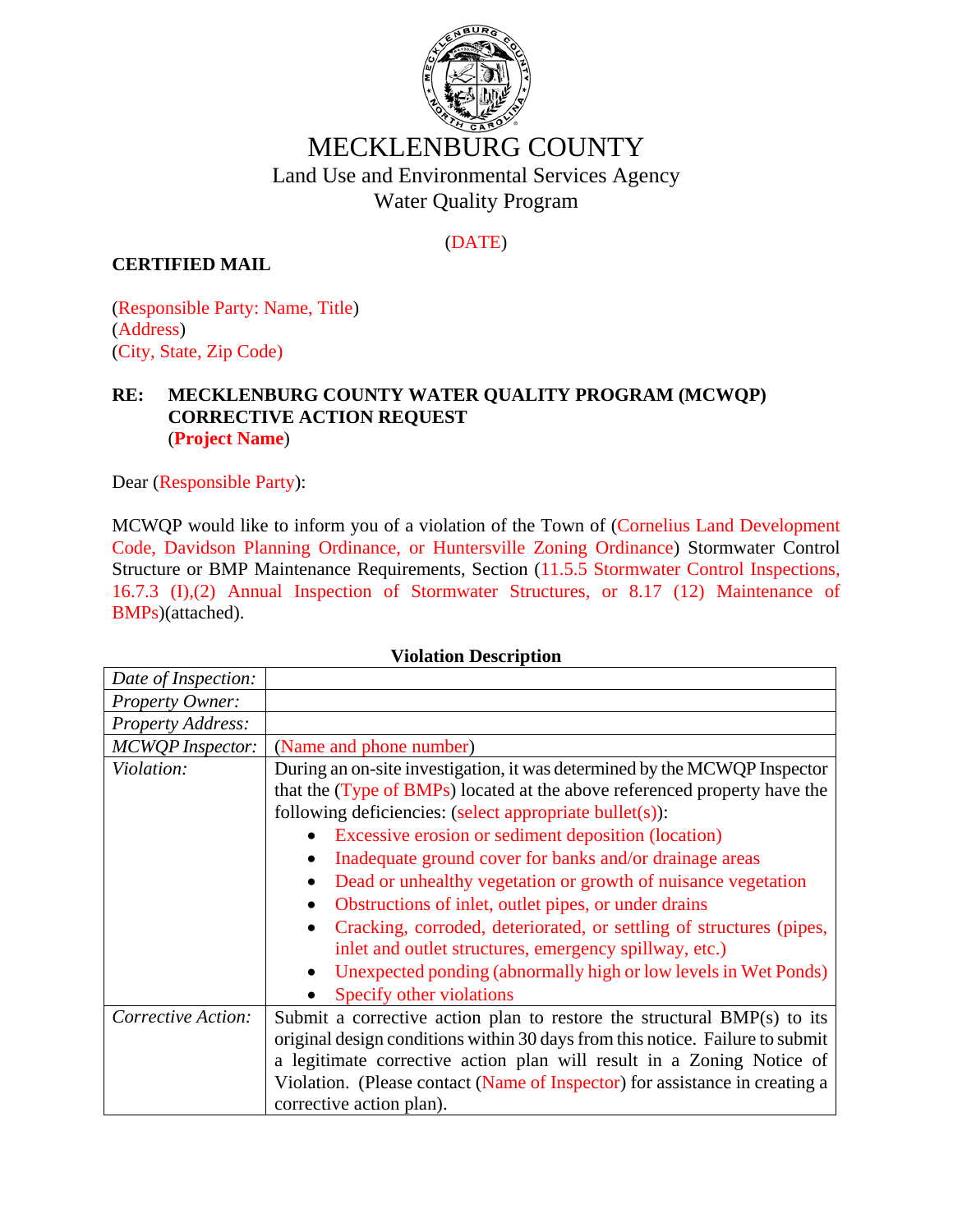# MECKLENBURG COUNTY

Land Use and Environmental Services Agency
Water Quality Program

(DATE)

**CERTIFIED MAIL**

(Responsible Party: Name, Title)
(Address)
(City, State, Zip Code)

**RE: MECKLENBURG COUNTY WATER QUALITY PROGRAM (MCWQP) CORRECTIVE ACTION REQUEST**
(**Project Name**)

Dear (Responsible Party):

MCWQP would like to inform you of a violation of the Town of (Cornelius Land Development Code, Davidson Planning Ordinance, or Huntersville Zoning Ordinance) Stormwater Control Structure or BMP Maintenance Requirements, Section (11.5.5 Stormwater Control Inspections, 16.7.3 (I),(2) Annual Inspection of Stormwater Structures, or 8.17 (12) Maintenance of BMPs)(attached).

**Violation Description**

| | |
|---|---|
| *Date of Inspection:* | |
| *Property Owner:* | |
| *Property Address:* | |
| *MCWQP Inspector:* | (Name and phone number) |
| *Violation:* | During an on-site investigation, it was determined by the MCWQP Inspector that the (Type of BMPs) located at the above referenced property have the following deficiencies: (select appropriate bullet(s)): <br>• Excessive erosion or sediment deposition (location) <br>• Inadequate ground cover for banks and/or drainage areas <br>• Dead or unhealthy vegetation or growth of nuisance vegetation <br>• Obstructions of inlet, outlet pipes, or under drains <br>• Cracking, corroded, deteriorated, or settling of structures (pipes, inlet and outlet structures, emergency spillway, etc.) <br>• Unexpected ponding (abnormally high or low levels in Wet Ponds) <br>• Specify other violations |
| *Corrective Action:* | Submit a corrective action plan to restore the structural BMP(s) to its original design conditions within 30 days from this notice. Failure to submit a legitimate corrective action plan will result in a Zoning Notice of Violation. (Please contact (Name of Inspector) for assistance in creating a corrective action plan). |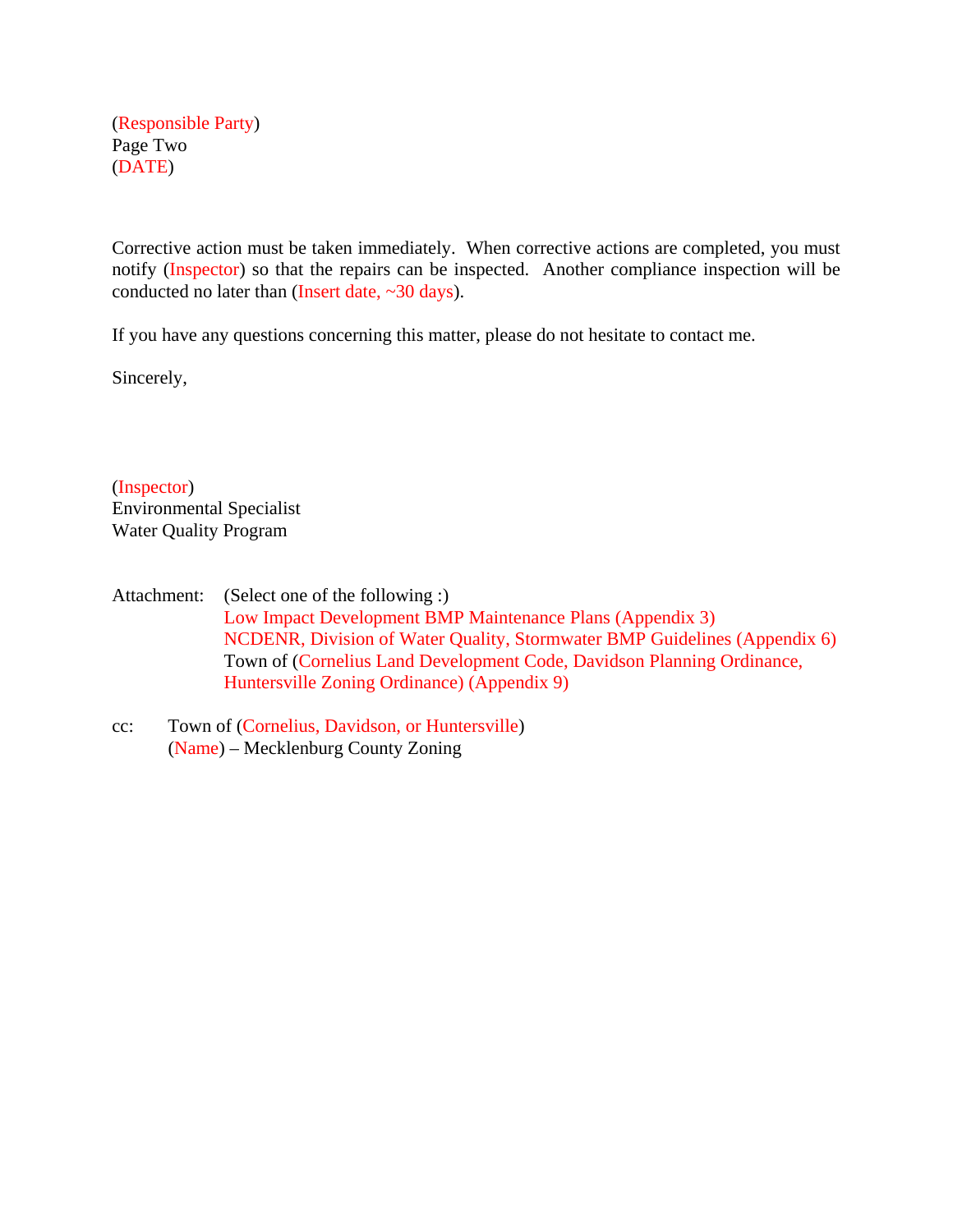(Responsible Party)
Page Two
(DATE)

Corrective action must be taken immediately. When corrective actions are completed, you must notify (Inspector) so that the repairs can be inspected. Another compliance inspection will be conducted no later than (Insert date, ~30 days).

If you have any questions concerning this matter, please do not hesitate to contact me.

Sincerely,

(Inspector)
Environmental Specialist
Water Quality Program

Attachment: (Select one of the following :)
Low Impact Development BMP Maintenance Plans (Appendix 3)
NCDENR, Division of Water Quality, Stormwater BMP Guidelines (Appendix 6)
Town of (Cornelius Land Development Code, Davidson Planning Ordinance, Huntersville Zoning Ordinance) (Appendix 9)

cc: Town of (Cornelius, Davidson, or Huntersville)
(Name) – Mecklenburg County Zoning